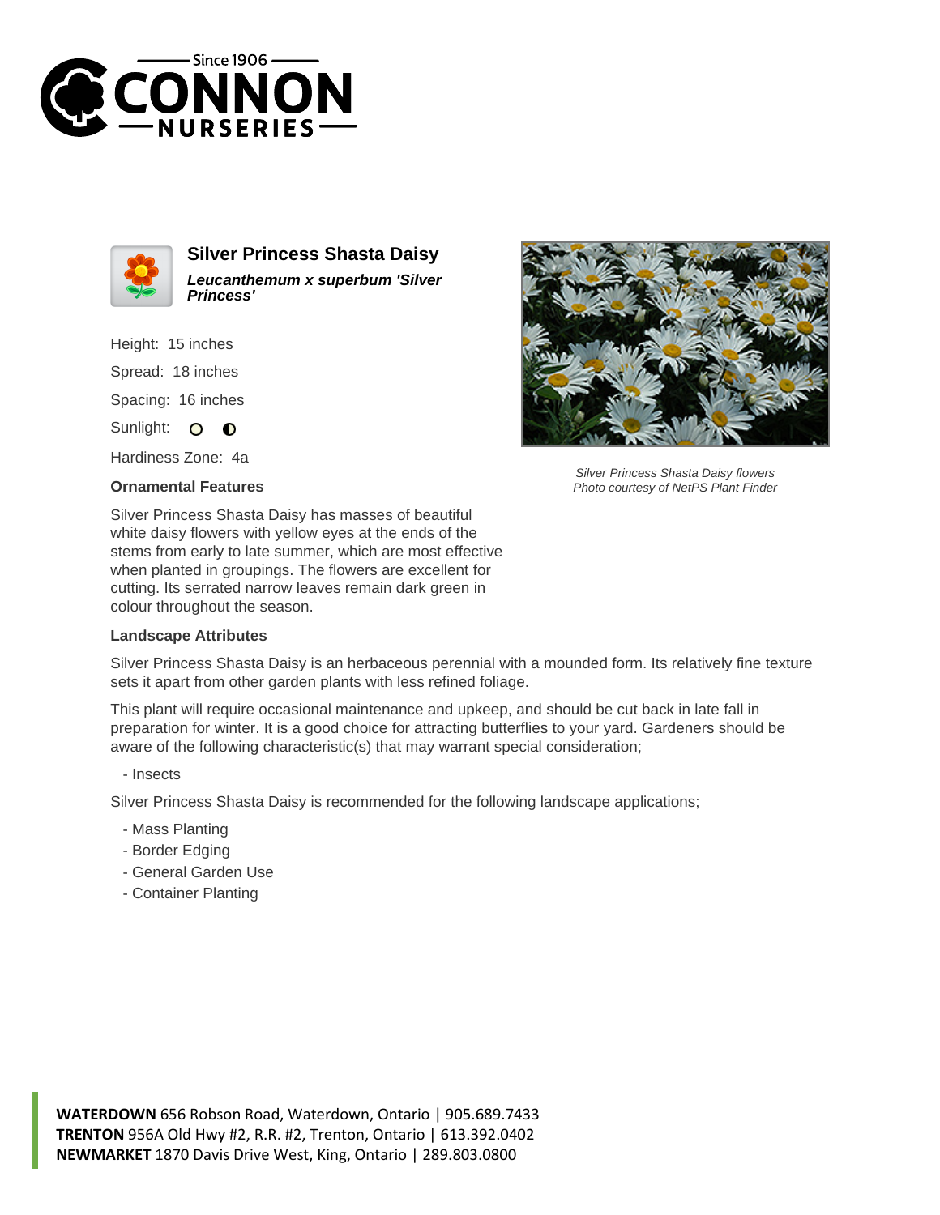# Silver Princess Shasta Daisy

***Leucanthemum x superbum 'Silver Princess'***

Height: 15 inches

Spread: 18 inches

Spacing: 16 inches

Sunlight: ○ ◐

Hardiness Zone: 4a

*Silver Princess Shasta Daisy flowers*
*Photo courtesy of NetPS Plant Finder*

### Ornamental Features

Silver Princess Shasta Daisy has masses of beautiful white daisy flowers with yellow eyes at the ends of the stems from early to late summer, which are most effective when planted in groupings. The flowers are excellent for cutting. Its serrated narrow leaves remain dark green in colour throughout the season.

### Landscape Attributes

Silver Princess Shasta Daisy is an herbaceous perennial with a mounded form. Its relatively fine texture sets it apart from other garden plants with less refined foliage.

This plant will require occasional maintenance and upkeep, and should be cut back in late fall in preparation for winter. It is a good choice for attracting butterflies to your yard. Gardeners should be aware of the following characteristic(s) that may warrant special consideration;

- Insects

Silver Princess Shasta Daisy is recommended for the following landscape applications;

- Mass Planting
- Border Edging
- General Garden Use
- Container Planting

**WATERDOWN** 656 Robson Road, Waterdown, Ontario | 905.689.7433
**TRENTON** 956A Old Hwy #2, R.R. #2, Trenton, Ontario | 613.392.0402
**NEWMARKET** 1870 Davis Drive West, King, Ontario | 289.803.0800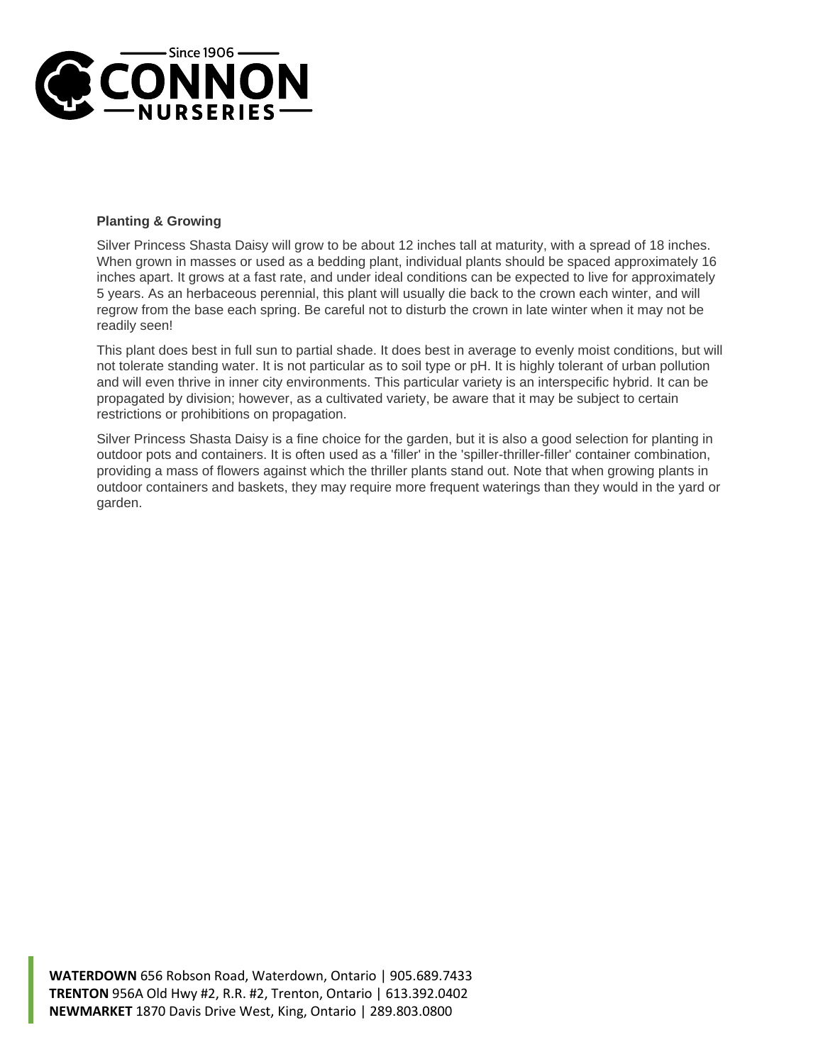### Planting & Growing

Silver Princess Shasta Daisy will grow to be about 12 inches tall at maturity, with a spread of 18 inches. When grown in masses or used as a bedding plant, individual plants should be spaced approximately 16 inches apart. It grows at a fast rate, and under ideal conditions can be expected to live for approximately 5 years. As an herbaceous perennial, this plant will usually die back to the crown each winter, and will regrow from the base each spring. Be careful not to disturb the crown in late winter when it may not be readily seen!

This plant does best in full sun to partial shade. It does best in average to evenly moist conditions, but will not tolerate standing water. It is not particular as to soil type or pH. It is highly tolerant of urban pollution and will even thrive in inner city environments. This particular variety is an interspecific hybrid. It can be propagated by division; however, as a cultivated variety, be aware that it may be subject to certain restrictions or prohibitions on propagation.

Silver Princess Shasta Daisy is a fine choice for the garden, but it is also a good selection for planting in outdoor pots and containers. It is often used as a 'filler' in the 'spiller-thriller-filler' container combination, providing a mass of flowers against which the thriller plants stand out. Note that when growing plants in outdoor containers and baskets, they may require more frequent waterings than they would in the yard or garden.